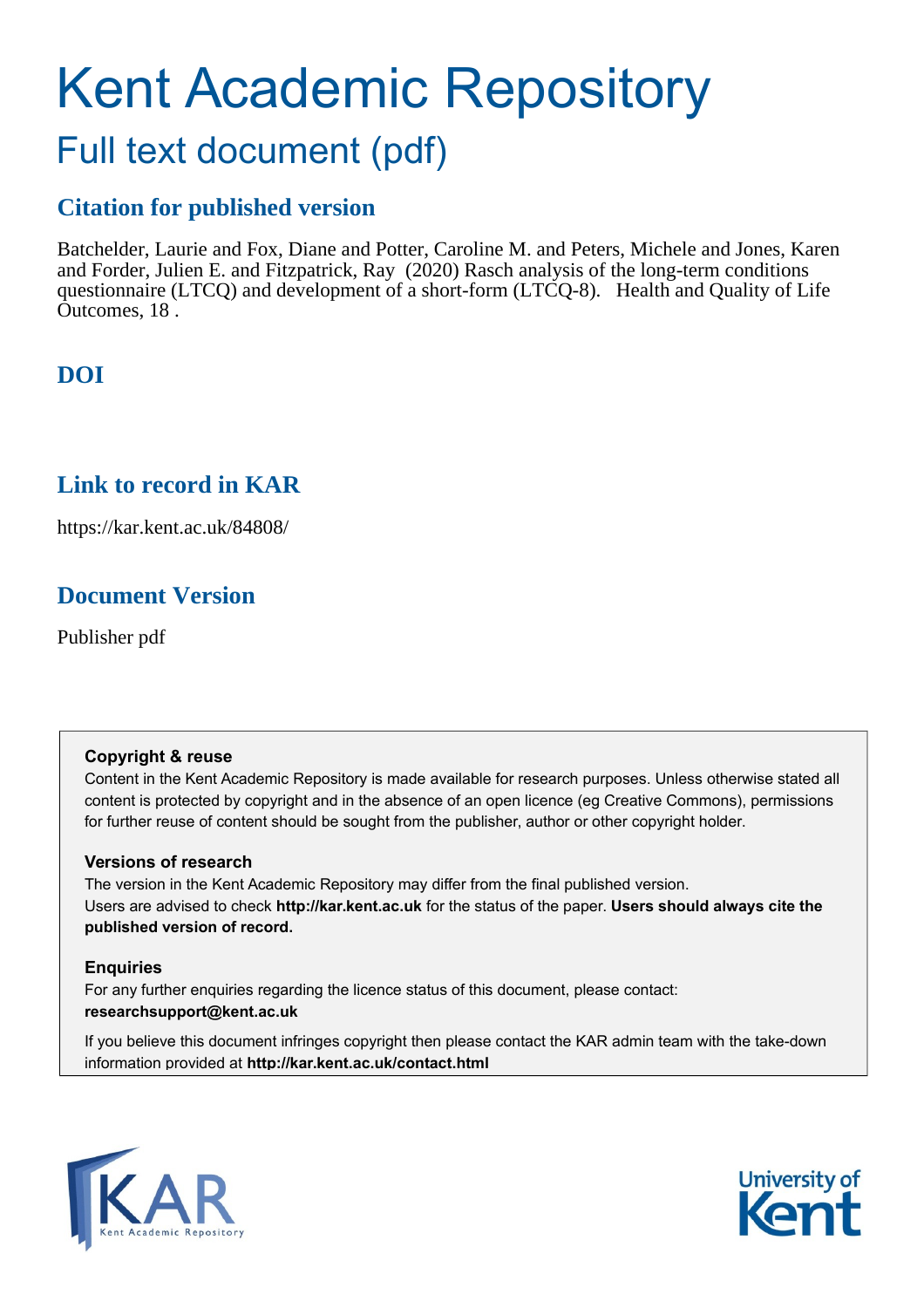# Kent Academic Repository

## Full text document (pdf)

### Citation for published version

Batchelder, Laurie and Fox, Diane and Potter, Caroline M. and Peters, Michele and Jones, Karen and Forder, Julien E. and Fitzpatrick, Ray (2020) Rasch analysis of the long-term conditions questionnaire (LTCQ) and development of a short-form (LTCQ-8). Health and Quality of Life Outcomes, 18 .

### DOI

### Link to record in KAR

https://kar.kent.ac.uk/84808/

### Document Version

Publisher pdf

**Copyright & reuse**

Content in the Kent Academic Repository is made available for research purposes. Unless otherwise stated all content is protected by copyright and in the absence of an open licence (eg Creative Commons), permissions for further reuse of content should be sought from the publisher, author or other copyright holder.

**Versions of research**

The version in the Kent Academic Repository may differ from the final published version. Users are advised to check **http://kar.kent.ac.uk** for the status of the paper. **Users should always cite the published version of record.**

**Enquiries**

For any further enquiries regarding the licence status of this document, please contact: **researchsupport@kent.ac.uk**

If you believe this document infringes copyright then please contact the KAR admin team with the take-down information provided at **http://kar.kent.ac.uk/contact.html**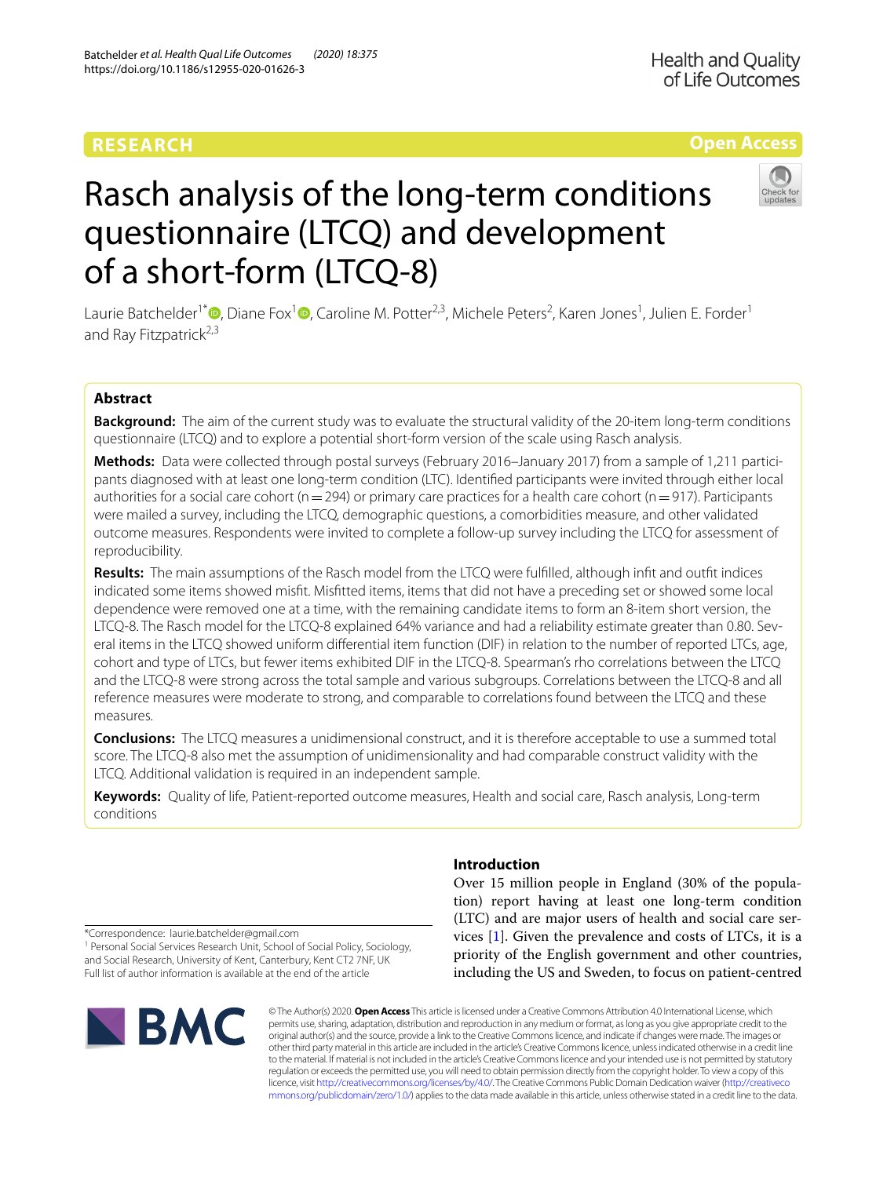# Rasch analysis of the long-term conditions questionnaire (LTCQ) and development of a short-form (LTCQ-8)

Laurie Batchelder[1*], Diane Fox[1], Caroline M. Potter[2,3], Michele Peters[2], Karen Jones[1], Julien E. Forder[1] and Ray Fitzpatrick[2,3]

## Abstract

**Background:** The aim of the current study was to evaluate the structural validity of the 20-item long-term conditions questionnaire (LTCQ) and to explore a potential short-form version of the scale using Rasch analysis.

**Methods:** Data were collected through postal surveys (February 2016–January 2017) from a sample of 1,211 participants diagnosed with at least one long-term condition (LTC). Identified participants were invited through either local authorities for a social care cohort (n = 294) or primary care practices for a health care cohort (n = 917). Participants were mailed a survey, including the LTCQ, demographic questions, a comorbidities measure, and other validated outcome measures. Respondents were invited to complete a follow-up survey including the LTCQ for assessment of reproducibility.

**Results:** The main assumptions of the Rasch model from the LTCQ were fulfilled, although infit and outfit indices indicated some items showed misfit. Misfitted items, items that did not have a preceding set or showed some local dependence were removed one at a time, with the remaining candidate items to form an 8-item short version, the LTCQ-8. The Rasch model for the LTCQ-8 explained 64% variance and had a reliability estimate greater than 0.80. Several items in the LTCQ showed uniform differential item function (DIF) in relation to the number of reported LTCs, age, cohort and type of LTCs, but fewer items exhibited DIF in the LTCQ-8. Spearman's rho correlations between the LTCQ and the LTCQ-8 were strong across the total sample and various subgroups. Correlations between the LTCQ-8 and all reference measures were moderate to strong, and comparable to correlations found between the LTCQ and these measures.

**Conclusions:** The LTCQ measures a unidimensional construct, and it is therefore acceptable to use a summed total score. The LTCQ-8 also met the assumption of unidimensionality and had comparable construct validity with the LTCQ. Additional validation is required in an independent sample.

**Keywords:** Quality of life, Patient-reported outcome measures, Health and social care, Rasch analysis, Long-term conditions

## Introduction

Over 15 million people in England (30% of the population) report having at least one long-term condition (LTC) and are major users of health and social care services [1]. Given the prevalence and costs of LTCs, it is a priority of the English government and other countries, including the US and Sweden, to focus on patient-centred

*Correspondence: laurie.batchelder@gmail.com
[1] Personal Social Services Research Unit, School of Social Policy, Sociology, and Social Research, University of Kent, Canterbury, Kent CT2 7NF, UK
Full list of author information is available at the end of the article

© The Author(s) 2020. **Open Access** This article is licensed under a Creative Commons Attribution 4.0 International License, which permits use, sharing, adaptation, distribution and reproduction in any medium or format, as long as you give appropriate credit to the original author(s) and the source, provide a link to the Creative Commons licence, and indicate if changes were made. The images or other third party material in this article are included in the article's Creative Commons licence, unless indicated otherwise in a credit line to the material. If material is not included in the article's Creative Commons licence and your intended use is not permitted by statutory regulation or exceeds the permitted use, you will need to obtain permission directly from the copyright holder. To view a copy of this licence, visit http://creativecommons.org/licenses/by/4.0/. The Creative Commons Public Domain Dedication waiver (http://creativecommons.org/publicdomain/zero/1.0/) applies to the data made available in this article, unless otherwise stated in a credit line to the data.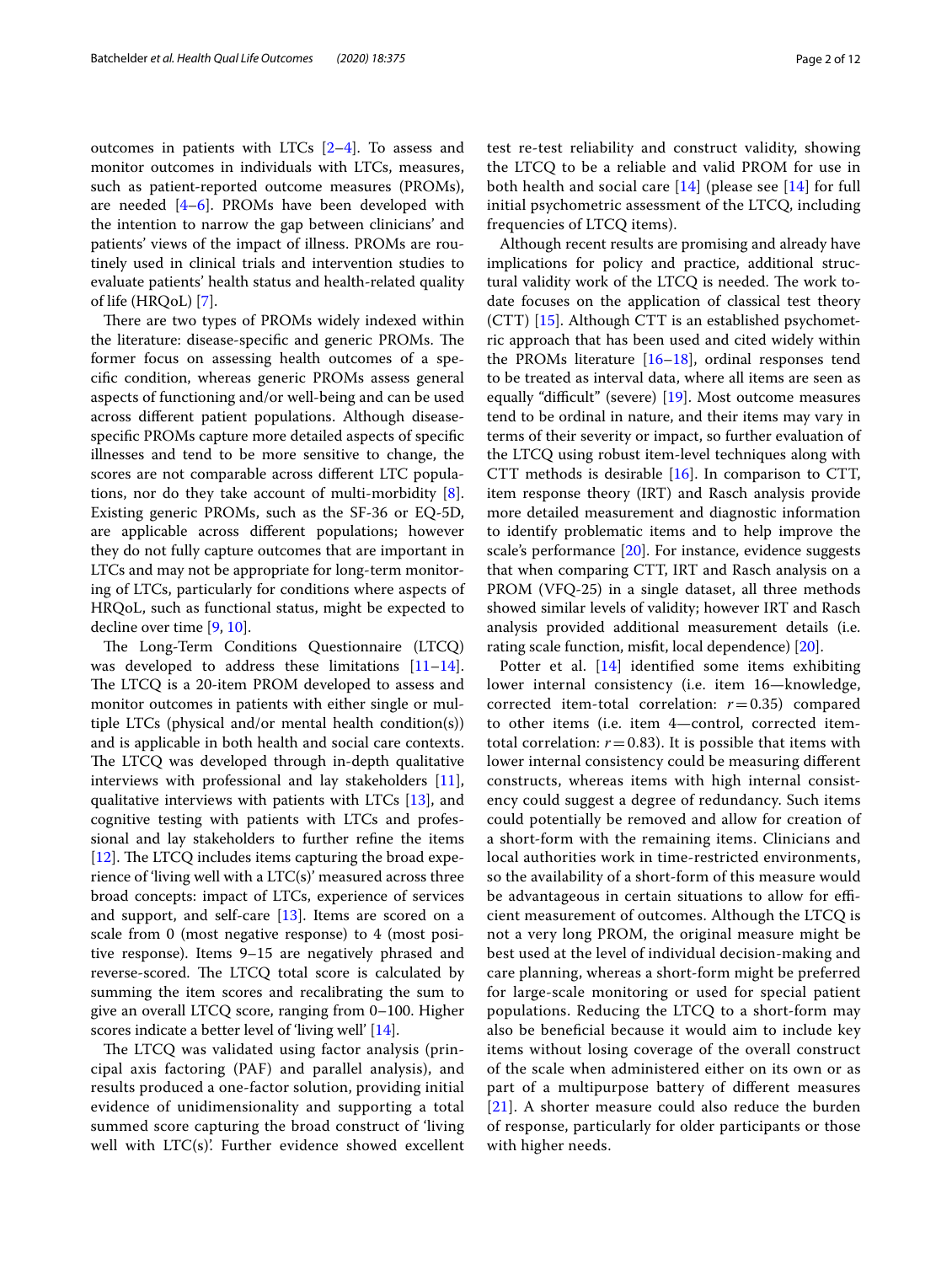outcomes in patients with LTCs [2–4]. To assess and monitor outcomes in individuals with LTCs, measures, such as patient-reported outcome measures (PROMs), are needed [4–6]. PROMs have been developed with the intention to narrow the gap between clinicians' and patients' views of the impact of illness. PROMs are routinely used in clinical trials and intervention studies to evaluate patients' health status and health-related quality of life (HRQoL) [7].

There are two types of PROMs widely indexed within the literature: disease-specific and generic PROMs. The former focus on assessing health outcomes of a specific condition, whereas generic PROMs assess general aspects of functioning and/or well-being and can be used across different patient populations. Although disease-specific PROMs capture more detailed aspects of specific illnesses and tend to be more sensitive to change, the scores are not comparable across different LTC populations, nor do they take account of multi-morbidity [8]. Existing generic PROMs, such as the SF-36 or EQ-5D, are applicable across different populations; however they do not fully capture outcomes that are important in LTCs and may not be appropriate for long-term monitoring of LTCs, particularly for conditions where aspects of HRQoL, such as functional status, might be expected to decline over time [9, 10].

The Long-Term Conditions Questionnaire (LTCQ) was developed to address these limitations [11–14]. The LTCQ is a 20-item PROM developed to assess and monitor outcomes in patients with either single or multiple LTCs (physical and/or mental health condition(s)) and is applicable in both health and social care contexts. The LTCQ was developed through in-depth qualitative interviews with professional and lay stakeholders [11], qualitative interviews with patients with LTCs [13], and cognitive testing with patients with LTCs and professional and lay stakeholders to further refine the items [12]. The LTCQ includes items capturing the broad experience of 'living well with a LTC(s)' measured across three broad concepts: impact of LTCs, experience of services and support, and self-care [13]. Items are scored on a scale from 0 (most negative response) to 4 (most positive response). Items 9–15 are negatively phrased and reverse-scored. The LTCQ total score is calculated by summing the item scores and recalibrating the sum to give an overall LTCQ score, ranging from 0–100. Higher scores indicate a better level of 'living well' [14].

The LTCQ was validated using factor analysis (principal axis factoring (PAF) and parallel analysis), and results produced a one-factor solution, providing initial evidence of unidimensionality and supporting a total summed score capturing the broad construct of 'living well with LTC(s)'. Further evidence showed excellent test re-test reliability and construct validity, showing the LTCQ to be a reliable and valid PROM for use in both health and social care [14] (please see [14] for full initial psychometric assessment of the LTCQ, including frequencies of LTCQ items).

Although recent results are promising and already have implications for policy and practice, additional structural validity work of the LTCQ is needed. The work to-date focuses on the application of classical test theory (CTT) [15]. Although CTT is an established psychometric approach that has been used and cited widely within the PROMs literature [16–18], ordinal responses tend to be treated as interval data, where all items are seen as equally "difficult" (severe) [19]. Most outcome measures tend to be ordinal in nature, and their items may vary in terms of their severity or impact, so further evaluation of the LTCQ using robust item-level techniques along with CTT methods is desirable [16]. In comparison to CTT, item response theory (IRT) and Rasch analysis provide more detailed measurement and diagnostic information to identify problematic items and to help improve the scale's performance [20]. For instance, evidence suggests that when comparing CTT, IRT and Rasch analysis on a PROM (VFQ-25) in a single dataset, all three methods showed similar levels of validity; however IRT and Rasch analysis provided additional measurement details (i.e. rating scale function, misfit, local dependence) [20].

Potter et al. [14] identified some items exhibiting lower internal consistency (i.e. item 16—knowledge, corrected item-total correlation: $r = 0.35$) compared to other items (i.e. item 4—control, corrected item-total correlation: $r = 0.83$). It is possible that items with lower internal consistency could be measuring different constructs, whereas items with high internal consistency could suggest a degree of redundancy. Such items could potentially be removed and allow for creation of a short-form with the remaining items. Clinicians and local authorities work in time-restricted environments, so the availability of a short-form of this measure would be advantageous in certain situations to allow for efficient measurement of outcomes. Although the LTCQ is not a very long PROM, the original measure might be best used at the level of individual decision-making and care planning, whereas a short-form might be preferred for large-scale monitoring or used for special patient populations. Reducing the LTCQ to a short-form may also be beneficial because it would aim to include key items without losing coverage of the overall construct of the scale when administered either on its own or as part of a multipurpose battery of different measures [21]. A shorter measure could also reduce the burden of response, particularly for older participants or those with higher needs.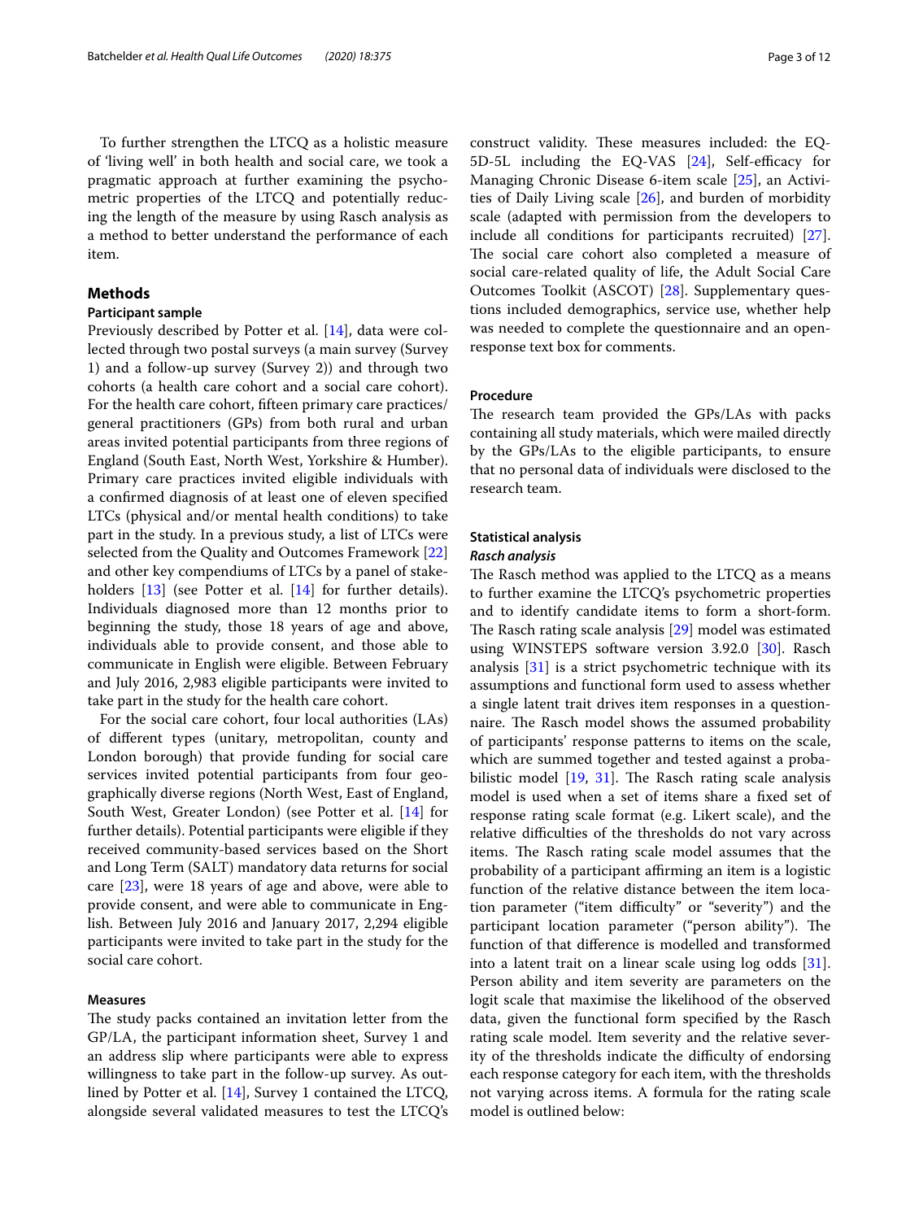To further strengthen the LTCQ as a holistic measure of 'living well' in both health and social care, we took a pragmatic approach at further examining the psychometric properties of the LTCQ and potentially reducing the length of the measure by using Rasch analysis as a method to better understand the performance of each item.

## Methods

### Participant sample

Previously described by Potter et al. [14], data were collected through two postal surveys (a main survey (Survey 1) and a follow-up survey (Survey 2)) and through two cohorts (a health care cohort and a social care cohort). For the health care cohort, fifteen primary care practices/general practitioners (GPs) from both rural and urban areas invited potential participants from three regions of England (South East, North West, Yorkshire & Humber). Primary care practices invited eligible individuals with a confirmed diagnosis of at least one of eleven specified LTCs (physical and/or mental health conditions) to take part in the study. In a previous study, a list of LTCs were selected from the Quality and Outcomes Framework [22] and other key compendiums of LTCs by a panel of stakeholders [13] (see Potter et al. [14] for further details). Individuals diagnosed more than 12 months prior to beginning the study, those 18 years of age and above, individuals able to provide consent, and those able to communicate in English were eligible. Between February and July 2016, 2,983 eligible participants were invited to take part in the study for the health care cohort.

For the social care cohort, four local authorities (LAs) of different types (unitary, metropolitan, county and London borough) that provide funding for social care services invited potential participants from four geographically diverse regions (North West, East of England, South West, Greater London) (see Potter et al. [14] for further details). Potential participants were eligible if they received community-based services based on the Short and Long Term (SALT) mandatory data returns for social care [23], were 18 years of age and above, were able to provide consent, and were able to communicate in English. Between July 2016 and January 2017, 2,294 eligible participants were invited to take part in the study for the social care cohort.

### Measures

The study packs contained an invitation letter from the GP/LA, the participant information sheet, Survey 1 and an address slip where participants were able to express willingness to take part in the follow-up survey. As outlined by Potter et al. [14], Survey 1 contained the LTCQ, alongside several validated measures to test the LTCQ's construct validity. These measures included: the EQ-5D-5L including the EQ-VAS [24], Self-efficacy for Managing Chronic Disease 6-item scale [25], an Activities of Daily Living scale [26], and burden of morbidity scale (adapted with permission from the developers to include all conditions for participants recruited) [27]. The social care cohort also completed a measure of social care-related quality of life, the Adult Social Care Outcomes Toolkit (ASCOT) [28]. Supplementary questions included demographics, service use, whether help was needed to complete the questionnaire and an open-response text box for comments.

### Procedure

The research team provided the GPs/LAs with packs containing all study materials, which were mailed directly by the GPs/LAs to the eligible participants, to ensure that no personal data of individuals were disclosed to the research team.

### Statistical analysis

#### *Rasch analysis*

The Rasch method was applied to the LTCQ as a means to further examine the LTCQ's psychometric properties and to identify candidate items to form a short-form. The Rasch rating scale analysis [29] model was estimated using WINSTEPS software version 3.92.0 [30]. Rasch analysis [31] is a strict psychometric technique with its assumptions and functional form used to assess whether a single latent trait drives item responses in a questionnaire. The Rasch model shows the assumed probability of participants' response patterns to items on the scale, which are summed together and tested against a probabilistic model [19, 31]. The Rasch rating scale analysis model is used when a set of items share a fixed set of response rating scale format (e.g. Likert scale), and the relative difficulties of the thresholds do not vary across items. The Rasch rating scale model assumes that the probability of a participant affirming an item is a logistic function of the relative distance between the item location parameter ("item difficulty" or "severity") and the participant location parameter ("person ability"). The function of that difference is modelled and transformed into a latent trait on a linear scale using log odds [31]. Person ability and item severity are parameters on the logit scale that maximise the likelihood of the observed data, given the functional form specified by the Rasch rating scale model. Item severity and the relative severity of the thresholds indicate the difficulty of endorsing each response category for each item, with the thresholds not varying across items. A formula for the rating scale model is outlined below: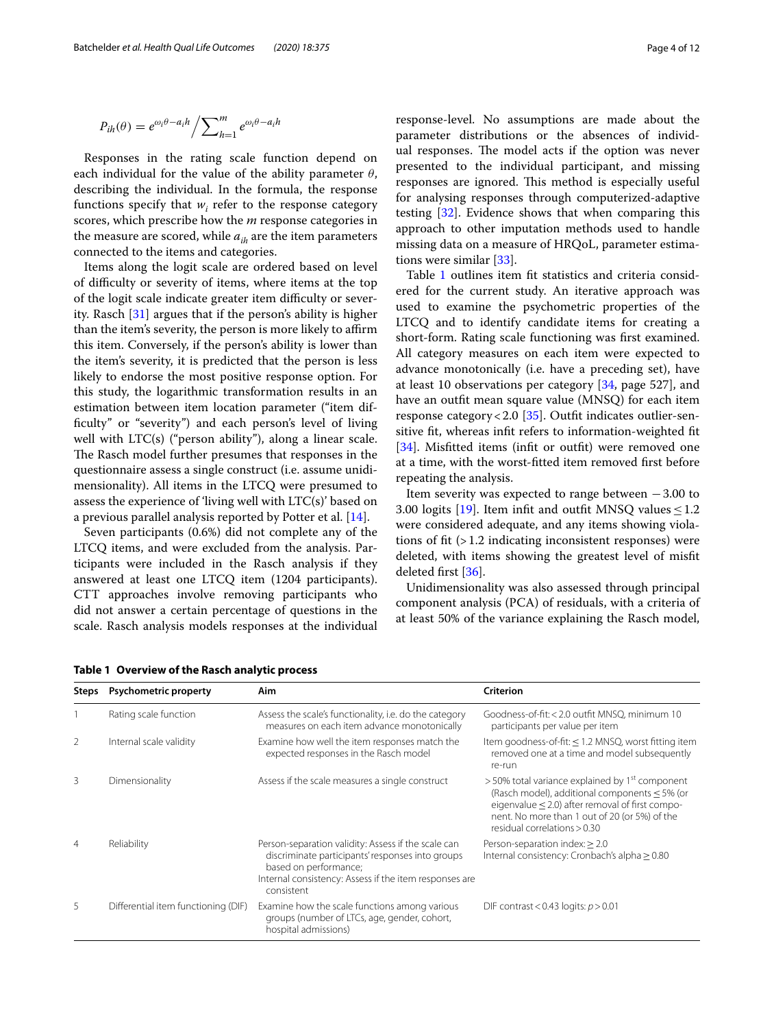$$P_{ih}(\theta) = e^{\omega_i\theta - a_i h} \Big/ \sum_{h=1}^{m} e^{\omega_i\theta - a_i h}$$

Responses in the rating scale function depend on each individual for the value of the ability parameter $\theta$, describing the individual. In the formula, the response functions specify that $w_i$ refer to the response category scores, which prescribe how the $m$ response categories in the measure are scored, while $a_{ih}$ are the item parameters connected to the items and categories.

Items along the logit scale are ordered based on level of difficulty or severity of items, where items at the top of the logit scale indicate greater item difficulty or severity. Rasch [31] argues that if the person's ability is higher than the item's severity, the person is more likely to affirm this item. Conversely, if the person's ability is lower than the item's severity, it is predicted that the person is less likely to endorse the most positive response option. For this study, the logarithmic transformation results in an estimation between item location parameter ("item difficulty" or "severity") and each person's level of living well with LTC(s) ("person ability"), along a linear scale. The Rasch model further presumes that responses in the questionnaire assess a single construct (i.e. assume unidimensionality). All items in the LTCQ were presumed to assess the experience of 'living well with LTC(s)' based on a previous parallel analysis reported by Potter et al. [14].

Seven participants (0.6%) did not complete any of the LTCQ items, and were excluded from the analysis. Participants were included in the Rasch analysis if they answered at least one LTCQ item (1204 participants). CTT approaches involve removing participants who did not answer a certain percentage of questions in the scale. Rasch analysis models responses at the individual response-level. No assumptions are made about the parameter distributions or the absences of individual responses. The model acts if the option was never presented to the individual participant, and missing responses are ignored. This method is especially useful for analysing responses through computerized-adaptive testing [32]. Evidence shows that when comparing this approach to other imputation methods used to handle missing data on a measure of HRQoL, parameter estimations were similar [33].

Table 1 outlines item fit statistics and criteria considered for the current study. An iterative approach was used to examine the psychometric properties of the LTCQ and to identify candidate items for creating a short-form. Rating scale functioning was first examined. All category measures on each item were expected to advance monotonically (i.e. have a preceding set), have at least 10 observations per category [34, page 527], and have an outfit mean square value (MNSQ) for each item response category < 2.0 [35]. Outfit indicates outlier-sensitive fit, whereas infit refers to information-weighted fit [34]. Misfitted items (infit or outfit) were removed one at a time, with the worst-fitted item removed first before repeating the analysis.

Item severity was expected to range between − 3.00 to 3.00 logits [19]. Item infit and outfit MNSQ values ≤ 1.2 were considered adequate, and any items showing violations of fit (> 1.2 indicating inconsistent responses) were deleted, with items showing the greatest level of misfit deleted first [36].

Unidimensionality was also assessed through principal component analysis (PCA) of residuals, with a criteria of at least 50% of the variance explaining the Rasch model,

**Table 1 Overview of the Rasch analytic process**

| Steps | Psychometric property | Aim | Criterion |
|---|---|---|---|
| 1 | Rating scale function | Assess the scale's functionality, i.e. do the category measures on each item advance monotonically | Goodness-of-fit: < 2.0 outfit MNSQ, minimum 10 participants per value per item |
| 2 | Internal scale validity | Examine how well the item responses match the expected responses in the Rasch model | Item goodness-of-fit: ≤ 1.2 MNSQ, worst fitting item removed one at a time and model subsequently re-run |
| 3 | Dimensionality | Assess if the scale measures a single construct | > 50% total variance explained by 1st component (Rasch model), additional components ≤ 5% (or eigenvalue ≤ 2.0) after removal of first component. No more than 1 out of 20 (or 5%) of the residual correlations > 0.30 |
| 4 | Reliability | Person-separation validity: Assess if the scale can discriminate participants' responses into groups based on performance;<br>Internal consistency: Assess if the item responses are consistent | Person-separation index: ≥ 2.0<br>Internal consistency: Cronbach's alpha ≥ 0.80 |
| 5 | Differential item functioning (DIF) | Examine how the scale functions among various groups (number of LTCs, age, gender, cohort, hospital admissions) | DIF contrast < 0.43 logits: $p > 0.01$ |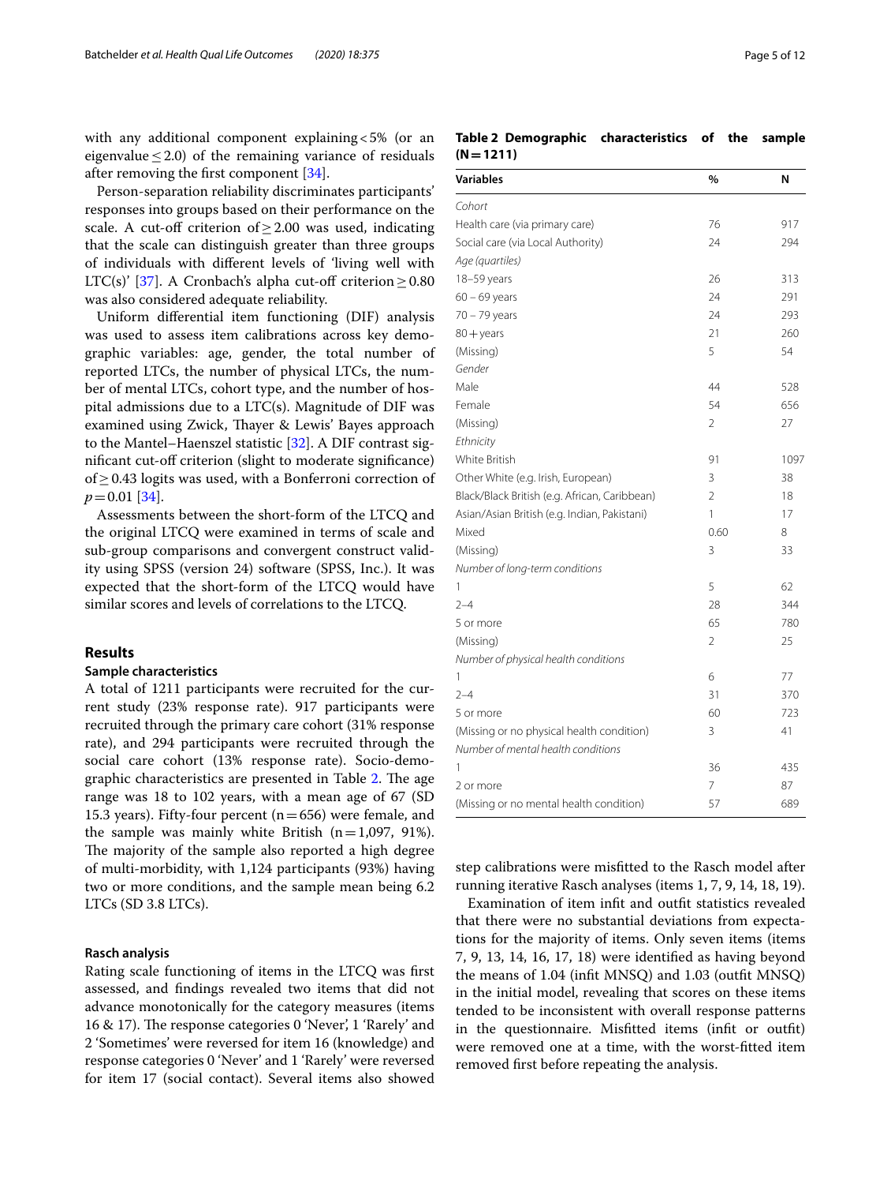with any additional component explaining < 5% (or an eigenvalue ≤ 2.0) of the remaining variance of residuals after removing the first component [34].

Person-separation reliability discriminates participants' responses into groups based on their performance on the scale. A cut-off criterion of ≥ 2.00 was used, indicating that the scale can distinguish greater than three groups of individuals with different levels of 'living well with LTC(s)' [37]. A Cronbach's alpha cut-off criterion ≥ 0.80 was also considered adequate reliability.

Uniform differential item functioning (DIF) analysis was used to assess item calibrations across key demographic variables: age, gender, the total number of reported LTCs, the number of physical LTCs, the number of mental LTCs, cohort type, and the number of hospital admissions due to a LTC(s). Magnitude of DIF was examined using Zwick, Thayer & Lewis' Bayes approach to the Mantel–Haenszel statistic [32]. A DIF contrast significant cut-off criterion (slight to moderate significance) of ≥ 0.43 logits was used, with a Bonferroni correction of $p = 0.01$ [34].

Assessments between the short-form of the LTCQ and the original LTCQ were examined in terms of scale and sub-group comparisons and convergent construct validity using SPSS (version 24) software (SPSS, Inc.). It was expected that the short-form of the LTCQ would have similar scores and levels of correlations to the LTCQ.

## Results

### Sample characteristics

A total of 1211 participants were recruited for the current study (23% response rate). 917 participants were recruited through the primary care cohort (31% response rate), and 294 participants were recruited through the social care cohort (13% response rate). Socio-demographic characteristics are presented in Table 2. The age range was 18 to 102 years, with a mean age of 67 (SD 15.3 years). Fifty-four percent (n = 656) were female, and the sample was mainly white British (n = 1,097, 91%). The majority of the sample also reported a high degree of multi-morbidity, with 1,124 participants (93%) having two or more conditions, and the sample mean being 6.2 LTCs (SD 3.8 LTCs).

**Table 2 Demographic characteristics of the sample (N = 1211)**

| Variables | % | N |
|---|---|---|
| *Cohort* | | |
| Health care (via primary care) | 76 | 917 |
| Social care (via Local Authority) | 24 | 294 |
| *Age (quartiles)* | | |
| 18–59 years | 26 | 313 |
| 60 – 69 years | 24 | 291 |
| 70 – 79 years | 24 | 293 |
| 80 + years | 21 | 260 |
| (Missing) | 5 | 54 |
| *Gender* | | |
| Male | 44 | 528 |
| Female | 54 | 656 |
| (Missing) | 2 | 27 |
| *Ethnicity* | | |
| White British | 91 | 1097 |
| Other White (e.g. Irish, European) | 3 | 38 |
| Black/Black British (e.g. African, Caribbean) | 2 | 18 |
| Asian/Asian British (e.g. Indian, Pakistani) | 1 | 17 |
| Mixed | 0.60 | 8 |
| (Missing) | 3 | 33 |
| *Number of long-term conditions* | | |
| 1 | 5 | 62 |
| 2–4 | 28 | 344 |
| 5 or more | 65 | 780 |
| (Missing) | 2 | 25 |
| *Number of physical health conditions* | | |
| 1 | 6 | 77 |
| 2–4 | 31 | 370 |
| 5 or more | 60 | 723 |
| (Missing or no physical health condition) | 3 | 41 |
| *Number of mental health conditions* | | |
| 1 | 36 | 435 |
| 2 or more | 7 | 87 |
| (Missing or no mental health condition) | 57 | 689 |

### Rasch analysis

Rating scale functioning of items in the LTCQ was first assessed, and findings revealed two items that did not advance monotonically for the category measures (items 16 & 17). The response categories 0 'Never', 1 'Rarely' and 2 'Sometimes' were reversed for item 16 (knowledge) and response categories 0 'Never' and 1 'Rarely' were reversed for item 17 (social contact). Several items also showed step calibrations were misfitted to the Rasch model after running iterative Rasch analyses (items 1, 7, 9, 14, 18, 19).

Examination of item infit and outfit statistics revealed that there were no substantial deviations from expectations for the majority of items. Only seven items (items 7, 9, 13, 14, 16, 17, 18) were identified as having beyond the means of 1.04 (infit MNSQ) and 1.03 (outfit MNSQ) in the initial model, revealing that scores on these items tended to be inconsistent with overall response patterns in the questionnaire. Misfitted items (infit or outfit) were removed one at a time, with the worst-fitted item removed first before repeating the analysis.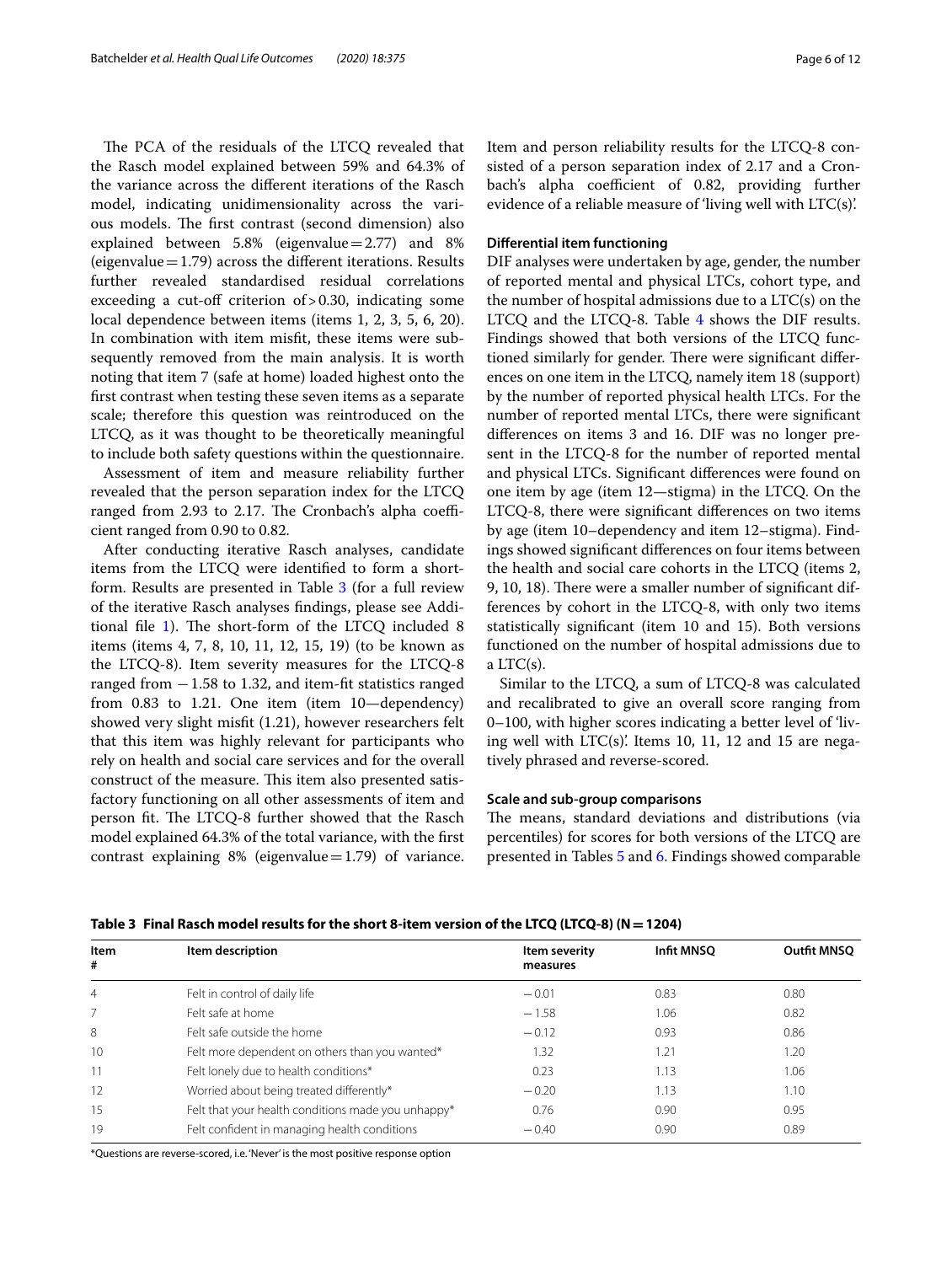The PCA of the residuals of the LTCQ revealed that the Rasch model explained between 59% and 64.3% of the variance across the different iterations of the Rasch model, indicating unidimensionality across the various models. The first contrast (second dimension) also explained between 5.8% (eigenvalue = 2.77) and 8% (eigenvalue = 1.79) across the different iterations. Results further revealed standardised residual correlations exceeding a cut-off criterion of > 0.30, indicating some local dependence between items (items 1, 2, 3, 5, 6, 20). In combination with item misfit, these items were subsequently removed from the main analysis. It is worth noting that item 7 (safe at home) loaded highest onto the first contrast when testing these seven items as a separate scale; therefore this question was reintroduced on the LTCQ, as it was thought to be theoretically meaningful to include both safety questions within the questionnaire.

Assessment of item and measure reliability further revealed that the person separation index for the LTCQ ranged from 2.93 to 2.17. The Cronbach's alpha coefficient ranged from 0.90 to 0.82.

After conducting iterative Rasch analyses, candidate items from the LTCQ were identified to form a short-form. Results are presented in Table 3 (for a full review of the iterative Rasch analyses findings, please see Additional file 1). The short-form of the LTCQ included 8 items (items 4, 7, 8, 10, 11, 12, 15, 19) (to be known as the LTCQ-8). Item severity measures for the LTCQ-8 ranged from −1.58 to 1.32, and item-fit statistics ranged from 0.83 to 1.21. One item (item 10—dependency) showed very slight misfit (1.21), however researchers felt that this item was highly relevant for participants who rely on health and social care services and for the overall construct of the measure. This item also presented satisfactory functioning on all other assessments of item and person fit. The LTCQ-8 further showed that the Rasch model explained 64.3% of the total variance, with the first contrast explaining 8% (eigenvalue = 1.79) of variance. Item and person reliability results for the LTCQ-8 consisted of a person separation index of 2.17 and a Cronbach's alpha coefficient of 0.82, providing further evidence of a reliable measure of 'living well with LTC(s)'.

### Differential item functioning

DIF analyses were undertaken by age, gender, the number of reported mental and physical LTCs, cohort type, and the number of hospital admissions due to a LTC(s) on the LTCQ and the LTCQ-8. Table 4 shows the DIF results. Findings showed that both versions of the LTCQ functioned similarly for gender. There were significant differences on one item in the LTCQ, namely item 18 (support) by the number of reported physical health LTCs. For the number of reported mental LTCs, there were significant differences on items 3 and 16. DIF was no longer present in the LTCQ-8 for the number of reported mental and physical LTCs. Significant differences were found on one item by age (item 12—stigma) in the LTCQ. On the LTCQ-8, there were significant differences on two items by age (item 10–dependency and item 12–stigma). Findings showed significant differences on four items between the health and social care cohorts in the LTCQ (items 2, 9, 10, 18). There were a smaller number of significant differences by cohort in the LTCQ-8, with only two items statistically significant (item 10 and 15). Both versions functioned on the number of hospital admissions due to a LTC(s).

Similar to the LTCQ, a sum of LTCQ-8 was calculated and recalibrated to give an overall score ranging from 0–100, with higher scores indicating a better level of 'living well with LTC(s)'. Items 10, 11, 12 and 15 are negatively phrased and reverse-scored.

### Scale and sub-group comparisons

The means, standard deviations and distributions (via percentiles) for scores for both versions of the LTCQ are presented in Tables 5 and 6. Findings showed comparable

**Table 3 Final Rasch model results for the short 8-item version of the LTCQ (LTCQ-8) (N = 1204)**

| Item # | Item description | Item severity measures | Infit MNSQ | Outfit MNSQ |
|---|---|---|---|---|
| 4 | Felt in control of daily life | −0.01 | 0.83 | 0.80 |
| 7 | Felt safe at home | −1.58 | 1.06 | 0.82 |
| 8 | Felt safe outside the home | −0.12 | 0.93 | 0.86 |
| 10 | Felt more dependent on others than you wanted* | 1.32 | 1.21 | 1.20 |
| 11 | Felt lonely due to health conditions* | 0.23 | 1.13 | 1.06 |
| 12 | Worried about being treated differently* | −0.20 | 1.13 | 1.10 |
| 15 | Felt that your health conditions made you unhappy* | 0.76 | 0.90 | 0.95 |
| 19 | Felt confident in managing health conditions | −0.40 | 0.90 | 0.89 |

*Questions are reverse-scored, i.e. 'Never' is the most positive response option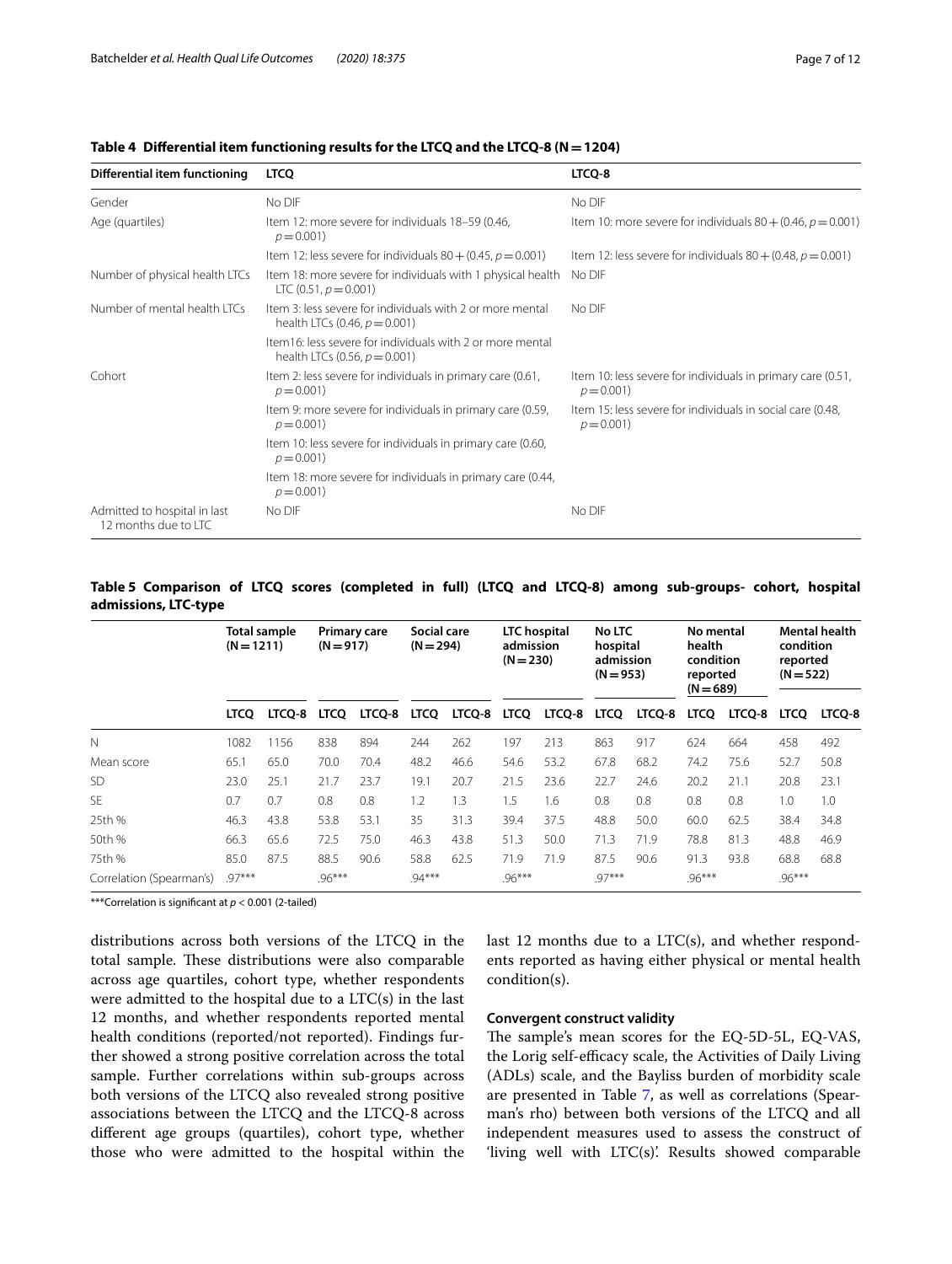**Table 4 Differential item functioning results for the LTCQ and the LTCQ-8 (N = 1204)**

| Differential item functioning | LTCQ | LTCQ-8 |
|---|---|---|
| Gender | No DIF | No DIF |
| Age (quartiles) | Item 12: more severe for individuals 18–59 (0.46, $p = 0.001$) | Item 10: more severe for individuals 80 + (0.46, $p = 0.001$) |
| | Item 12: less severe for individuals 80 + (0.45, $p = 0.001$) | Item 12: less severe for individuals 80 + (0.48, $p = 0.001$) |
| Number of physical health LTCs | Item 18: more severe for individuals with 1 physical health LTC (0.51, $p = 0.001$) | No DIF |
| Number of mental health LTCs | Item 3: less severe for individuals with 2 or more mental health LTCs (0.46, $p = 0.001$) | No DIF |
| | Item16: less severe for individuals with 2 or more mental health LTCs (0.56, $p = 0.001$) | |
| Cohort | Item 2: less severe for individuals in primary care (0.61, $p = 0.001$) | Item 10: less severe for individuals in primary care (0.51, $p = 0.001$) |
| | Item 9: more severe for individuals in primary care (0.59, $p = 0.001$) | Item 15: less severe for individuals in social care (0.48, $p = 0.001$) |
| | Item 10: less severe for individuals in primary care (0.60, $p = 0.001$) | |
| | Item 18: more severe for individuals in primary care (0.44, $p = 0.001$) | |
| Admitted to hospital in last 12 months due to LTC | No DIF | No DIF |

**Table 5 Comparison of LTCQ scores (completed in full) (LTCQ and LTCQ-8) among sub-groups- cohort, hospital admissions, LTC-type**

| | Total sample (N = 1211) | | Primary care (N = 917) | | Social care (N = 294) | | LTC hospital admission (N = 230) | | No LTC hospital admission (N = 953) | | No mental health condition reported (N = 689) | | Mental health condition reported (N = 522) | |
|---|---|---|---|---|---|---|---|---|---|---|---|---|---|---|
| | LTCQ | LTCQ-8 | LTCQ | LTCQ-8 | LTCQ | LTCQ-8 | LTCQ | LTCQ-8 | LTCQ | LTCQ-8 | LTCQ | LTCQ-8 | LTCQ | LTCQ-8 |
| N | 1082 | 1156 | 838 | 894 | 244 | 262 | 197 | 213 | 863 | 917 | 624 | 664 | 458 | 492 |
| Mean score | 65.1 | 65.0 | 70.0 | 70.4 | 48.2 | 46.6 | 54.6 | 53.2 | 67.8 | 68.2 | 74.2 | 75.6 | 52.7 | 50.8 |
| SD | 23.0 | 25.1 | 21.7 | 23.7 | 19.1 | 20.7 | 21.5 | 23.6 | 22.7 | 24.6 | 20.2 | 21.1 | 20.8 | 23.1 |
| SE | 0.7 | 0.7 | 0.8 | 0.8 | 1.2 | 1.3 | 1.5 | 1.6 | 0.8 | 0.8 | 0.8 | 0.8 | 1.0 | 1.0 |
| 25th % | 46.3 | 43.8 | 53.8 | 53.1 | 35 | 31.3 | 39.4 | 37.5 | 48.8 | 50.0 | 60.0 | 62.5 | 38.4 | 34.8 |
| 50th % | 66.3 | 65.6 | 72.5 | 75.0 | 46.3 | 43.8 | 51.3 | 50.0 | 71.3 | 71.9 | 78.8 | 81.3 | 48.8 | 46.9 |
| 75th % | 85.0 | 87.5 | 88.5 | 90.6 | 58.8 | 62.5 | 71.9 | 71.9 | 87.5 | 90.6 | 91.3 | 93.8 | 68.8 | 68.8 |
| Correlation (Spearman's) | .97*** | | .96*** | | .94*** | | .96*** | | .97*** | | .96*** | | .96*** | |

***Correlation is significant at $p < 0.001$ (2-tailed)

distributions across both versions of the LTCQ in the total sample. These distributions were also comparable across age quartiles, cohort type, whether respondents were admitted to the hospital due to a LTC(s) in the last 12 months, and whether respondents reported mental health conditions (reported/not reported). Findings further showed a strong positive correlation across the total sample. Further correlations within sub-groups across both versions of the LTCQ also revealed strong positive associations between the LTCQ and the LTCQ-8 across different age groups (quartiles), cohort type, whether those who were admitted to the hospital within the last 12 months due to a LTC(s), and whether respondents reported as having either physical or mental health condition(s).

#### Convergent construct validity

The sample's mean scores for the EQ-5D-5L, EQ-VAS, the Lorig self-efficacy scale, the Activities of Daily Living (ADLs) scale, and the Bayliss burden of morbidity scale are presented in Table 7, as well as correlations (Spearman's rho) between both versions of the LTCQ and all independent measures used to assess the construct of 'living well with LTC(s)'. Results showed comparable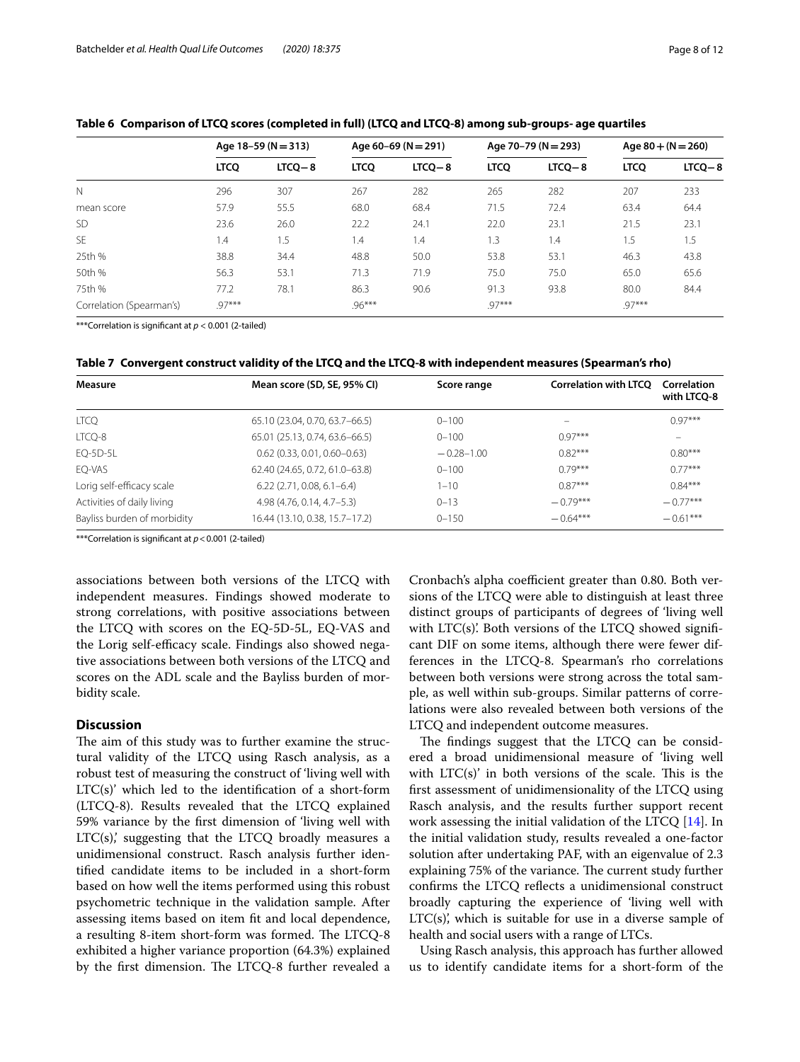**Table 6 Comparison of LTCQ scores (completed in full) (LTCQ and LTCQ-8) among sub-groups- age quartiles**

| | Age 18–59 (N = 313) | | Age 60–69 (N = 291) | | Age 70–79 (N = 293) | | Age 80 + (N = 260) | |
|---|---|---|---|---|---|---|---|---|
| | LTCQ | LTCQ−8 | LTCQ | LTCQ−8 | LTCQ | LTCQ−8 | LTCQ | LTCQ−8 |
| N | 296 | 307 | 267 | 282 | 265 | 282 | 207 | 233 |
| mean score | 57.9 | 55.5 | 68.0 | 68.4 | 71.5 | 72.4 | 63.4 | 64.4 |
| SD | 23.6 | 26.0 | 22.2 | 24.1 | 22.0 | 23.1 | 21.5 | 23.1 |
| SE | 1.4 | 1.5 | 1.4 | 1.4 | 1.3 | 1.4 | 1.5 | 1.5 |
| 25th % | 38.8 | 34.4 | 48.8 | 50.0 | 53.8 | 53.1 | 46.3 | 43.8 |
| 50th % | 56.3 | 53.1 | 71.3 | 71.9 | 75.0 | 75.0 | 65.0 | 65.6 |
| 75th % | 77.2 | 78.1 | 86.3 | 90.6 | 91.3 | 93.8 | 80.0 | 84.4 |
| Correlation (Spearman's) | .97*** | | .96*** | | .97*** | | .97*** | |

***Correlation is significant at $p < 0.001$ (2-tailed)

**Table 7 Convergent construct validity of the LTCQ and the LTCQ-8 with independent measures (Spearman's rho)**

| Measure | Mean score (SD, SE, 95% CI) | Score range | Correlation with LTCQ | Correlation with LTCQ-8 |
|---|---|---|---|---|
| LTCQ | 65.10 (23.04, 0.70, 63.7–66.5) | 0–100 | – | 0.97*** |
| LTCQ-8 | 65.01 (25.13, 0.74, 63.6–66.5) | 0–100 | 0.97*** | – |
| EQ-5D-5L | 0.62 (0.33, 0.01, 0.60–0.63) | −0.28–1.00 | 0.82*** | 0.80*** |
| EQ-VAS | 62.40 (24.65, 0.72, 61.0–63.8) | 0–100 | 0.79*** | 0.77*** |
| Lorig self-efficacy scale | 6.22 (2.71, 0.08, 6.1–6.4) | 1–10 | 0.87*** | 0.84*** |
| Activities of daily living | 4.98 (4.76, 0.14, 4.7–5.3) | 0–13 | −0.79*** | −0.77*** |
| Bayliss burden of morbidity | 16.44 (13.10, 0.38, 15.7–17.2) | 0–150 | −0.64*** | −0.61*** |

***Correlation is significant at $p < 0.001$ (2-tailed)

associations between both versions of the LTCQ with independent measures. Findings showed moderate to strong correlations, with positive associations between the LTCQ with scores on the EQ-5D-5L, EQ-VAS and the Lorig self-efficacy scale. Findings also showed negative associations between both versions of the LTCQ and scores on the ADL scale and the Bayliss burden of morbidity scale.

## Discussion

The aim of this study was to further examine the structural validity of the LTCQ using Rasch analysis, as a robust test of measuring the construct of 'living well with LTC(s)' which led to the identification of a short-form (LTCQ-8). Results revealed that the LTCQ explained 59% variance by the first dimension of 'living well with LTC(s)', suggesting that the LTCQ broadly measures a unidimensional construct. Rasch analysis further identified candidate items to be included in a short-form based on how well the items performed using this robust psychometric technique in the validation sample. After assessing items based on item fit and local dependence, a resulting 8-item short-form was formed. The LTCQ-8 exhibited a higher variance proportion (64.3%) explained by the first dimension. The LTCQ-8 further revealed a Cronbach's alpha coefficient greater than 0.80. Both versions of the LTCQ were able to distinguish at least three distinct groups of participants of degrees of 'living well with LTC(s)'. Both versions of the LTCQ showed significant DIF on some items, although there were fewer differences in the LTCQ-8. Spearman's rho correlations between both versions were strong across the total sample, as well within sub-groups. Similar patterns of correlations were also revealed between both versions of the LTCQ and independent outcome measures.

The findings suggest that the LTCQ can be considered a broad unidimensional measure of 'living well with LTC(s)' in both versions of the scale. This is the first assessment of unidimensionality of the LTCQ using Rasch analysis, and the results further support recent work assessing the initial validation of the LTCQ [14]. In the initial validation study, results revealed a one-factor solution after undertaking PAF, with an eigenvalue of 2.3 explaining 75% of the variance. The current study further confirms the LTCQ reflects a unidimensional construct broadly capturing the experience of 'living well with LTC(s)', which is suitable for use in a diverse sample of health and social users with a range of LTCs.

Using Rasch analysis, this approach has further allowed us to identify candidate items for a short-form of the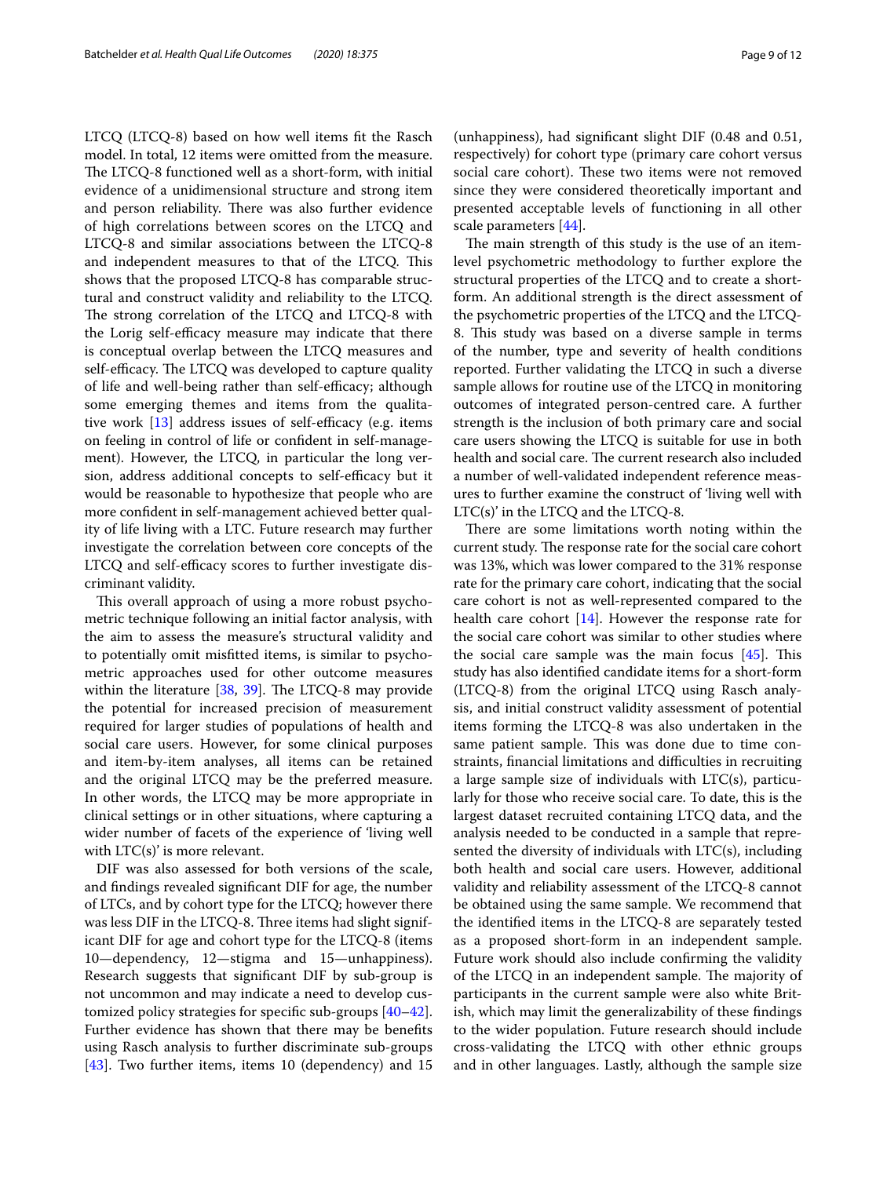LTCQ (LTCQ-8) based on how well items fit the Rasch model. In total, 12 items were omitted from the measure. The LTCQ-8 functioned well as a short-form, with initial evidence of a unidimensional structure and strong item and person reliability. There was also further evidence of high correlations between scores on the LTCQ and LTCQ-8 and similar associations between the LTCQ-8 and independent measures to that of the LTCQ. This shows that the proposed LTCQ-8 has comparable structural and construct validity and reliability to the LTCQ. The strong correlation of the LTCQ and LTCQ-8 with the Lorig self-efficacy measure may indicate that there is conceptual overlap between the LTCQ measures and self-efficacy. The LTCQ was developed to capture quality of life and well-being rather than self-efficacy; although some emerging themes and items from the qualitative work [13] address issues of self-efficacy (e.g. items on feeling in control of life or confident in self-management). However, the LTCQ, in particular the long version, address additional concepts to self-efficacy but it would be reasonable to hypothesize that people who are more confident in self-management achieved better quality of life living with a LTC. Future research may further investigate the correlation between core concepts of the LTCQ and self-efficacy scores to further investigate discriminant validity.

This overall approach of using a more robust psychometric technique following an initial factor analysis, with the aim to assess the measure's structural validity and to potentially omit misfitted items, is similar to psychometric approaches used for other outcome measures within the literature [38, 39]. The LTCQ-8 may provide the potential for increased precision of measurement required for larger studies of populations of health and social care users. However, for some clinical purposes and item-by-item analyses, all items can be retained and the original LTCQ may be the preferred measure. In other words, the LTCQ may be more appropriate in clinical settings or in other situations, where capturing a wider number of facets of the experience of 'living well with LTC(s)' is more relevant.

DIF was also assessed for both versions of the scale, and findings revealed significant DIF for age, the number of LTCs, and by cohort type for the LTCQ; however there was less DIF in the LTCQ-8. Three items had slight significant DIF for age and cohort type for the LTCQ-8 (items 10—dependency, 12—stigma and 15—unhappiness). Research suggests that significant DIF by sub-group is not uncommon and may indicate a need to develop customized policy strategies for specific sub-groups [40–42]. Further evidence has shown that there may be benefits using Rasch analysis to further discriminate sub-groups [43]. Two further items, items 10 (dependency) and 15 (unhappiness), had significant slight DIF (0.48 and 0.51, respectively) for cohort type (primary care cohort versus social care cohort). These two items were not removed since they were considered theoretically important and presented acceptable levels of functioning in all other scale parameters [44].

The main strength of this study is the use of an item-level psychometric methodology to further explore the structural properties of the LTCQ and to create a short-form. An additional strength is the direct assessment of the psychometric properties of the LTCQ and the LTCQ-8. This study was based on a diverse sample in terms of the number, type and severity of health conditions reported. Further validating the LTCQ in such a diverse sample allows for routine use of the LTCQ in monitoring outcomes of integrated person-centred care. A further strength is the inclusion of both primary care and social care users showing the LTCQ is suitable for use in both health and social care. The current research also included a number of well-validated independent reference measures to further examine the construct of 'living well with LTC(s)' in the LTCQ and the LTCQ-8.

There are some limitations worth noting within the current study. The response rate for the social care cohort was 13%, which was lower compared to the 31% response rate for the primary care cohort, indicating that the social care cohort is not as well-represented compared to the health care cohort [14]. However the response rate for the social care cohort was similar to other studies where the social care sample was the main focus [45]. This study has also identified candidate items for a short-form (LTCQ-8) from the original LTCQ using Rasch analysis, and initial construct validity assessment of potential items forming the LTCQ-8 was also undertaken in the same patient sample. This was done due to time constraints, financial limitations and difficulties in recruiting a large sample size of individuals with LTC(s), particularly for those who receive social care. To date, this is the largest dataset recruited containing LTCQ data, and the analysis needed to be conducted in a sample that represented the diversity of individuals with LTC(s), including both health and social care users. However, additional validity and reliability assessment of the LTCQ-8 cannot be obtained using the same sample. We recommend that the identified items in the LTCQ-8 are separately tested as a proposed short-form in an independent sample. Future work should also include confirming the validity of the LTCQ in an independent sample. The majority of participants in the current sample were also white British, which may limit the generalizability of these findings to the wider population. Future research should include cross-validating the LTCQ with other ethnic groups and in other languages. Lastly, although the sample size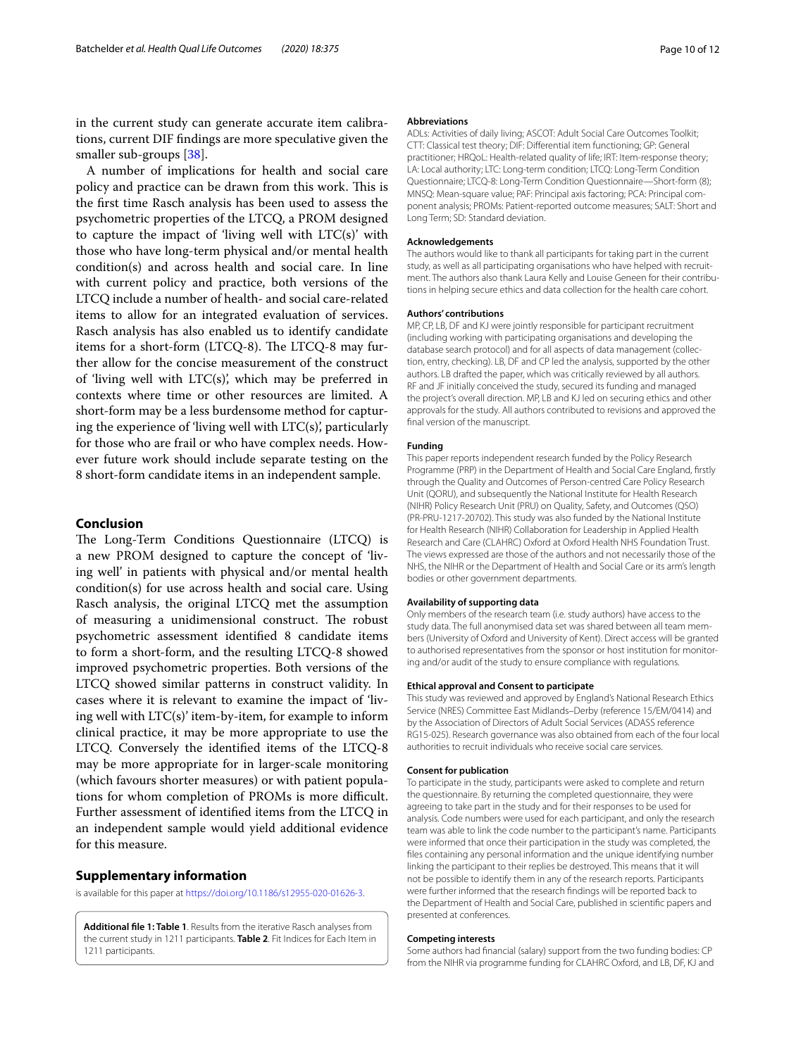in the current study can generate accurate item calibrations, current DIF findings are more speculative given the smaller sub-groups [38].

A number of implications for health and social care policy and practice can be drawn from this work. This is the first time Rasch analysis has been used to assess the psychometric properties of the LTCQ, a PROM designed to capture the impact of 'living well with LTC(s)' with those who have long-term physical and/or mental health condition(s) and across health and social care. In line with current policy and practice, both versions of the LTCQ include a number of health- and social care-related items to allow for an integrated evaluation of services. Rasch analysis has also enabled us to identify candidate items for a short-form (LTCQ-8). The LTCQ-8 may further allow for the concise measurement of the construct of 'living well with LTC(s)', which may be preferred in contexts where time or other resources are limited. A short-form may be a less burdensome method for capturing the experience of 'living well with LTC(s)', particularly for those who are frail or who have complex needs. However future work should include separate testing on the 8 short-form candidate items in an independent sample.

## Conclusion

The Long-Term Conditions Questionnaire (LTCQ) is a new PROM designed to capture the concept of 'living well' in patients with physical and/or mental health condition(s) for use across health and social care. Using Rasch analysis, the original LTCQ met the assumption of measuring a unidimensional construct. The robust psychometric assessment identified 8 candidate items to form a short-form, and the resulting LTCQ-8 showed improved psychometric properties. Both versions of the LTCQ showed similar patterns in construct validity. In cases where it is relevant to examine the impact of 'living well with LTC(s)' item-by-item, for example to inform clinical practice, it may be more appropriate to use the LTCQ. Conversely the identified items of the LTCQ-8 may be more appropriate for in larger-scale monitoring (which favours shorter measures) or with patient populations for whom completion of PROMs is more difficult. Further assessment of identified items from the LTCQ in an independent sample would yield additional evidence for this measure.

## Supplementary information

is available for this paper at https://doi.org/10.1186/s12955-020-01626-3.

**Additional file 1: Table 1**. Results from the iterative Rasch analyses from the current study in 1211 participants. **Table 2**. Fit Indices for Each Item in 1211 participants.

#### Abbreviations

ADLs: Activities of daily living; ASCOT: Adult Social Care Outcomes Toolkit; CTT: Classical test theory; DIF: Differential item functioning; GP: General practitioner; HRQoL: Health-related quality of life; IRT: Item-response theory; LA: Local authority; LTC: Long-term condition; LTCQ: Long-Term Condition Questionnaire; LTCQ-8: Long-Term Condition Questionnaire—Short-form (8); MNSQ: Mean-square value; PAF: Principal axis factoring; PCA: Principal component analysis; PROMs: Patient-reported outcome measures; SALT: Short and Long Term; SD: Standard deviation.

#### Acknowledgements

The authors would like to thank all participants for taking part in the current study, as well as all participating organisations who have helped with recruitment. The authors also thank Laura Kelly and Louise Geneen for their contributions in helping secure ethics and data collection for the health care cohort.

#### Authors' contributions

MP, CP, LB, DF and KJ were jointly responsible for participant recruitment (including working with participating organisations and developing the database search protocol) and for all aspects of data management (collection, entry, checking). LB, DF and CP led the analysis, supported by the other authors. LB drafted the paper, which was critically reviewed by all authors. RF and JF initially conceived the study, secured its funding and managed the project's overall direction. MP, LB and KJ led on securing ethics and other approvals for the study. All authors contributed to revisions and approved the final version of the manuscript.

#### Funding

This paper reports independent research funded by the Policy Research Programme (PRP) in the Department of Health and Social Care England, firstly through the Quality and Outcomes of Person-centred Care Policy Research Unit (QORU), and subsequently the National Institute for Health Research (NIHR) Policy Research Unit (PRU) on Quality, Safety, and Outcomes (QSO) (PR-PRU-1217-20702). This study was also funded by the National Institute for Health Research (NIHR) Collaboration for Leadership in Applied Health Research and Care (CLAHRC) Oxford at Oxford Health NHS Foundation Trust. The views expressed are those of the authors and not necessarily those of the NHS, the NIHR or the Department of Health and Social Care or its arm's length bodies or other government departments.

#### Availability of supporting data

Only members of the research team (i.e. study authors) have access to the study data. The full anonymised data set was shared between all team members (University of Oxford and University of Kent). Direct access will be granted to authorised representatives from the sponsor or host institution for monitoring and/or audit of the study to ensure compliance with regulations.

#### Ethical approval and Consent to participate

This study was reviewed and approved by England's National Research Ethics Service (NRES) Committee East Midlands–Derby (reference 15/EM/0414) and by the Association of Directors of Adult Social Services (ADASS reference RG15-025). Research governance was also obtained from each of the four local authorities to recruit individuals who receive social care services.

#### Consent for publication

To participate in the study, participants were asked to complete and return the questionnaire. By returning the completed questionnaire, they were agreeing to take part in the study and for their responses to be used for analysis. Code numbers were used for each participant, and only the research team was able to link the code number to the participant's name. Participants were informed that once their participation in the study was completed, the files containing any personal information and the unique identifying number linking the participant to their replies be destroyed. This means that it will not be possible to identify them in any of the research reports. Participants were further informed that the research findings will be reported back to the Department of Health and Social Care, published in scientific papers and presented at conferences.

#### Competing interests

Some authors had financial (salary) support from the two funding bodies: CP from the NIHR via programme funding for CLAHRC Oxford, and LB, DF, KJ and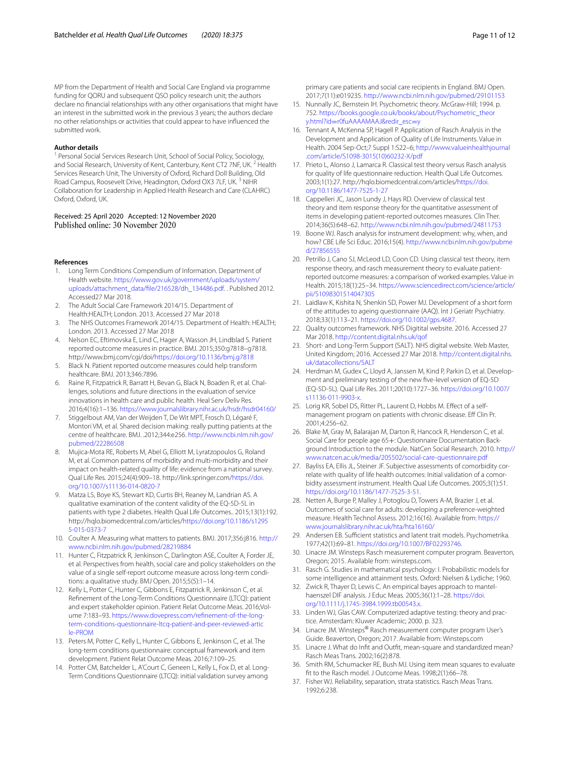MP from the Department of Health and Social Care England via programme funding for QORU and subsequent QSO policy research unit; the authors declare no financial relationships with any other organisations that might have an interest in the submitted work in the previous 3 years; the authors declare no other relationships or activities that could appear to have influenced the submitted work.

### Author details

[1] Personal Social Services Research Unit, School of Social Policy, Sociology, and Social Research, University of Kent, Canterbury, Kent CT2 7NF, UK. [2] Health Services Research Unit, The University of Oxford, Richard Doll Building, Old Road Campus, Roosevelt Drive, Headington, Oxford OX3 7LF, UK. [3] NIHR Collaboration for Leadership in Applied Health Research and Care (CLAHRC) Oxford, Oxford, UK.

Received: 25 April 2020 Accepted: 12 November 2020
Published online: 30 November 2020

### References

1. Long Term Conditions Compendium of Information. Department of Health website. https://www.gov.uk/government/uploads/system/uploads/attachment_data/file/216528/dh_134486.pdf. . Published 2012. Accessed27 Mar 2018.
2. The Adult Social Care Framework 2014/15. Department of Health:HEALTH; London. 2013. Accessed 27 Mar 2018
3. The NHS Outcomes Framework 2014/15. Department of Health: HEALTH; London. 2013. Accessed 27 Mar 2018
4. Nelson EC, Eftimovska E, Lind C, Hager A, Wasson JH, Lindblad S. Patient reported outcome measures in practice. BMJ. 2015;350:g7818–g7818. http://www.bmj.com/cgi/doi/https://doi.org/10.1136/bmj.g7818
5. Black N. Patient reported outcome measures could help transform healthcare. BMJ. 2013;346:7896.
6. Raine R, Fitzpatrick R, Barratt H, Bevan G, Black N, Boaden R, et al. Challenges, solutions and future directions in the evaluation of service innovations in health care and public health. Heal Serv Deliv Res. 2016;4(16):1–136. https://www.journalslibrary.nihr.ac.uk/hsdr/hsdr04160/
7. Stiggelbout AM, Van der Weijden T, De Wit MPT, Frosch D, Légaré F, Montori VM, et al. Shared decision making: really putting patients at the centre of healthcare. BMJ. .2012;344:e256. http://www.ncbi.nlm.nih.gov/pubmed/22286508
8. Mujica-Mota RE, Roberts M, Abel G, Elliott M, Lyratzopoulos G, Roland M, et al. Common patterns of morbidity and multi-morbidity and their impact on health-related quality of life: evidence from a national survey. Qual Life Res. 2015;24(4):909–18. http://link.springer.com/https://doi.org/10.1007/s11136-014-0820-7
9. Matza LS, Boye KS, Stewart KD, Curtis BH, Reaney M, Landrian AS. A qualitative examination of the content validity of the EQ-5D-5L in patients with type 2 diabetes. Health Qual Life Outcomes.. 2015;13(1):192. http://hqlo.biomedcentral.com/articles/https://doi.org/10.1186/s12955-015-0373-7
10. Coulter A. Measuring what matters to patients. BMJ. 2017;356:j816. http://www.ncbi.nlm.nih.gov/pubmed/28219884
11. Hunter C, Fitzpatrick R, Jenkinson C, Darlington ASE, Coulter A, Forder JE, et al. Perspectives from health, social care and policy stakeholders on the value of a single self-report outcome measure across long-term conditions: a qualitative study. BMJ Open. 2015;5(5):1–14.
12. Kelly L, Potter C, Hunter C, Gibbons E, Fitzpatrick R, Jenkinson C, et al. Refinement of the Long-Term Conditions Questionnaire (LTCQ): patient and expert stakeholder opinion. Patient Relat Outcome Meas. 2016;Volume 7:183–93. https://www.dovepress.com/refinement-of-the-long-term-conditions-questionnaire-ltcq-patient-and-peer-reviewed-article-PROM
13. Peters M, Potter C, Kelly L, Hunter C, Gibbons E, Jenkinson C, et al. The long-term conditions questionnaire: conceptual framework and item development. Patient Relat Outcome Meas. 2016;7:109–25.
14. Potter CM, Batchelder L, A'Court C, Geneen L, Kelly L, Fox D, et al. Long-Term Conditions Questionnaire (LTCQ): initial validation survey among primary care patients and social care recipients in England. BMJ Open. 2017;7(11):e019235. http://www.ncbi.nlm.nih.gov/pubmed/29101153
15. Nunnally JC, Bernstein IH. Psychometric theory. McGraw-Hill; 1994. p. 752. https://books.google.co.uk/books/about/Psychometric_theory.html?id=r0fuAAAAMAAJ&redir_esc=y
16. Tennant A, McKenna SP, Hagell P. Application of Rasch Analysis in the Development and Application of Quality of Life Instruments. Value in Health. 2004 Sep-Oct;7 Suppl 1:S22–6; http://www.valueinhealthjournal.com/article/S1098-3015(10)60232-X/pdf
17. Prieto L, Alonso J, Lamarca R. Classical test theory versus Rasch analysis for quality of life questionnaire reduction. Health Qual Life Outcomes. 2003;1(1):27. http://hqlo.biomedcentral.com/articles/https://doi.org/10.1186/1477-7525-1-27
18. Cappelleri JC, Jason Lundy J, Hays RD. Overview of classical test theory and item response theory for the quantitative assessment of items in developing patient-reported outcomes measures. Clin Ther. 2014;36(5):648–62. http://www.ncbi.nlm.nih.gov/pubmed/24811753
19. Boone WJ. Rasch analysis for instrument development: why, when, and how? CBE Life Sci Educ. 2016;15(4). http://www.ncbi.nlm.nih.gov/pubmed/27856555
20. Petrillo J, Cano SJ, McLeod LD, Coon CD. Using classical test theory, item response theory, and rasch measurement theory to evaluate patient-reported outcome measures: a comparison of worked examples. Value in Health. 2015;18(1):25–34. https://www.sciencedirect.com/science/article/pii/S1098301514047305
21. Laidlaw K, Kishita N, Shenkin SD, Power MJ. Development of a short form of the attitudes to ageing questionnaire (AAQ). Int J Geriatr Psychiatry. 2018;33(1):113–21. https://doi.org/10.1002/gps.4687.
22. Quality outcomes framework. NHS Digitial website. 2016. Accessed 27 Mar 2018. http://content.digital.nhs.uk/qof
23. Short- and Long-Term Support (SALT). NHS digital website. Web Master, United Kingdom; 2016. Accessed 27 Mar 2018. http://content.digital.nhs.uk/datacollections/SALT
24. Herdman M, Gudex C, Lloyd A, Janssen M, Kind P, Parkin D, et al. Development and preliminary testing of the new five-level version of EQ-5D (EQ-5D-5L). Qual Life Res. 2011;20(10):1727–36. https://doi.org/10.1007/s11136-011-9903-x.
25. Lorig KR, Sobel DS, Ritter PL, Laurent D, Hobbs M. Effect of a self-management program on patients with chronic disease. Eff Clin Pr. 2001;4:256–62.
26. Blake M, Gray M, Balarajan M, Darton R, Hancock R, Henderson C, et al. Social Care for people age 65+: Questionnaire Documentation Background Introduction to the module. NatCen Social Research. 2010. http://www.natcen.ac.uk/media/205502/social-care-questionnaire.pdf
27. Bayliss EA, Ellis JL, Steiner JF. Subjective assessments of comorbidity correlate with quality of life health outcomes: Initial validation of a comorbidity assessment instrument. Health Qual Life Outcomes. 2005;3(1):51. https://doi.org/10.1186/1477-7525-3-51.
28. Netten A, Burge P, Malley J, Potoglou D, Towers A-M, Brazier J, et al. Outcomes of social care for adults: developing a preference-weighted measure. Health Technol Assess. 2012;16(16). Available from: https://www.journalslibrary.nihr.ac.uk/hta/hta16160/
29. Andersen EB. Sufficient statistics and latent trait models. Psychometrika. 1977;42(1):69–81. https://doi.org/10.1007/BF02293746.
30. Linacre JM. Winsteps Rasch measurement computer program. Beaverton, Oregon; 2015. Available from: winsteps.com.
31. Rasch G. Studies in mathematical psychology: I. Probabilistic models for some intelligence and attainment tests. Oxford: Nielsen & Lydiche; 1960.
32. Zwick R, Thayer D, Lewis C. An empirical bayes approach to mantel-haenszel DIF analysis. J Educ Meas. 2005;36(1):1–28. https://doi.org/10.1111/j.1745-3984.1999.tb00543.x.
33. Linden WJ, Glas CAW. Computerized adaptive testing: theory and practice. Amsterdam: Kluwer Academic; 2000. p. 323.
34. Linacre JM. Winsteps® Rasch measurement computer program User's Guide. Beaverton, Oregon; 2017. Available from: Winsteps.com
35. Linacre J. What do Infit and Outfit, mean-square and standardized mean? Rasch Meas Trans. 2002;16(2):878.
36. Smith RM, Schumacker RE, Bush MJ. Using item mean squares to evaluate fit to the Rasch model. J Outcome Meas. 1998;2(1):66–78.
37. Fisher WJ. Reliability, separation, strata statistics. Rasch Meas Trans. 1992;6:238.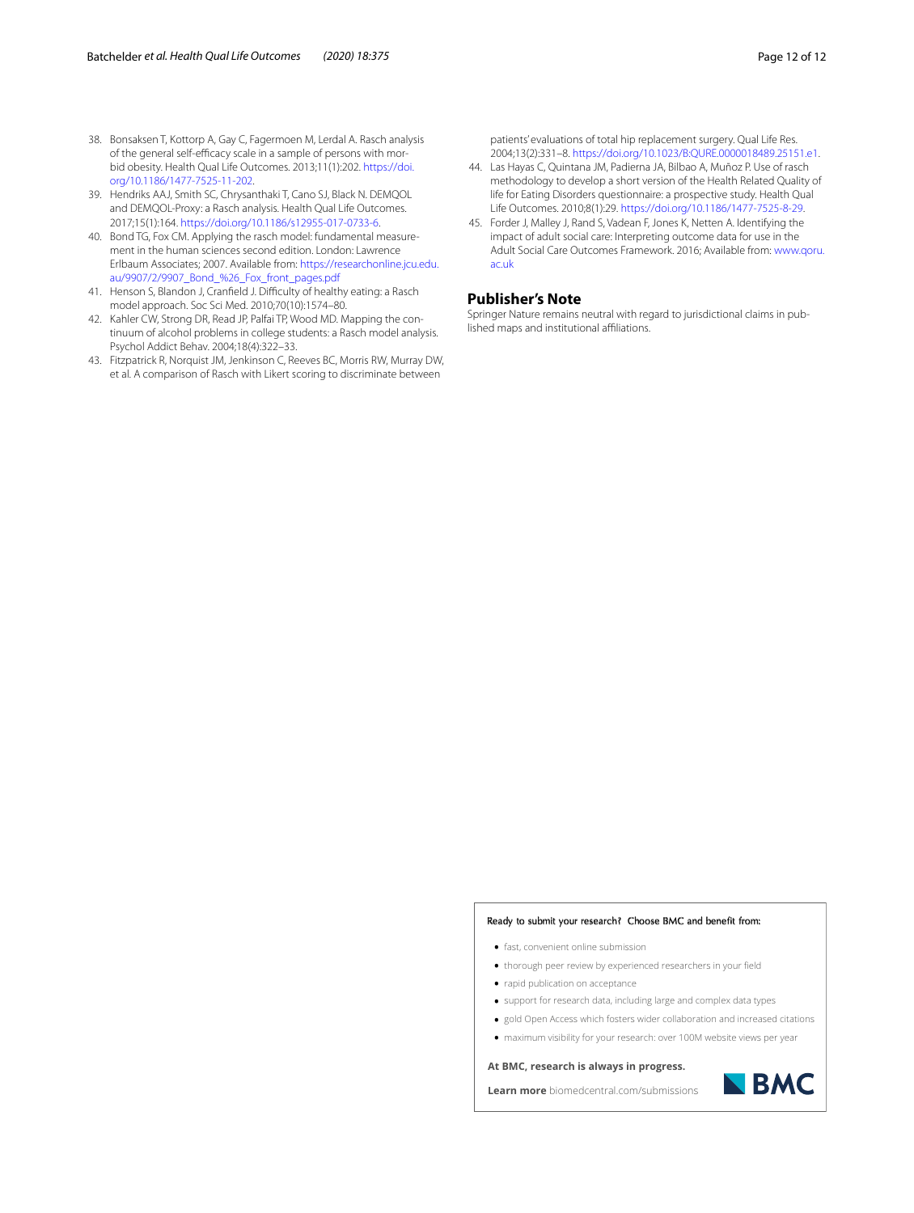38. Bonsaksen T, Kottorp A, Gay C, Fagermoen M, Lerdal A. Rasch analysis of the general self-efficacy scale in a sample of persons with morbid obesity. Health Qual Life Outcomes. 2013;11(1):202. https://doi.org/10.1186/1477-7525-11-202.
39. Hendriks AAJ, Smith SC, Chrysanthaki T, Cano SJ, Black N. DEMQOL and DEMQOL-Proxy: a Rasch analysis. Health Qual Life Outcomes. 2017;15(1):164. https://doi.org/10.1186/s12955-017-0733-6.
40. Bond TG, Fox CM. Applying the rasch model: fundamental measurement in the human sciences second edition. London: Lawrence Erlbaum Associates; 2007. Available from: https://researchonline.jcu.edu.au/9907/2/9907_Bond_%26_Fox_front_pages.pdf
41. Henson S, Blandon J, Cranfield J. Difficulty of healthy eating: a Rasch model approach. Soc Sci Med. 2010;70(10):1574–80.
42. Kahler CW, Strong DR, Read JP, Palfai TP, Wood MD. Mapping the continuum of alcohol problems in college students: a Rasch model analysis. Psychol Addict Behav. 2004;18(4):322–33.
43. Fitzpatrick R, Norquist JM, Jenkinson C, Reeves BC, Morris RW, Murray DW, et al. A comparison of Rasch with Likert scoring to discriminate between patients' evaluations of total hip replacement surgery. Qual Life Res. 2004;13(2):331–8. https://doi.org/10.1023/B:QURE.0000018489.25151.e1.
44. Las Hayas C, Quintana JM, Padierna JA, Bilbao A, Muñoz P. Use of rasch methodology to develop a short version of the Health Related Quality of life for Eating Disorders questionnaire: a prospective study. Health Qual Life Outcomes. 2010;8(1):29. https://doi.org/10.1186/1477-7525-8-29.
45. Forder J, Malley J, Rand S, Vadean F, Jones K, Netten A. Identifying the impact of adult social care: Interpreting outcome data for use in the Adult Social Care Outcomes Framework. 2016; Available from: www.qoru.ac.uk

## Publisher's Note

Springer Nature remains neutral with regard to jurisdictional claims in published maps and institutional affiliations.

Ready to submit your research? Choose BMC and benefit from:

- fast, convenient online submission
- thorough peer review by experienced researchers in your field
- rapid publication on acceptance
- support for research data, including large and complex data types
- gold Open Access which fosters wider collaboration and increased citations
- maximum visibility for your research: over 100M website views per year

**At BMC, research is always in progress.**

**Learn more** biomedcentral.com/submissions

BMC